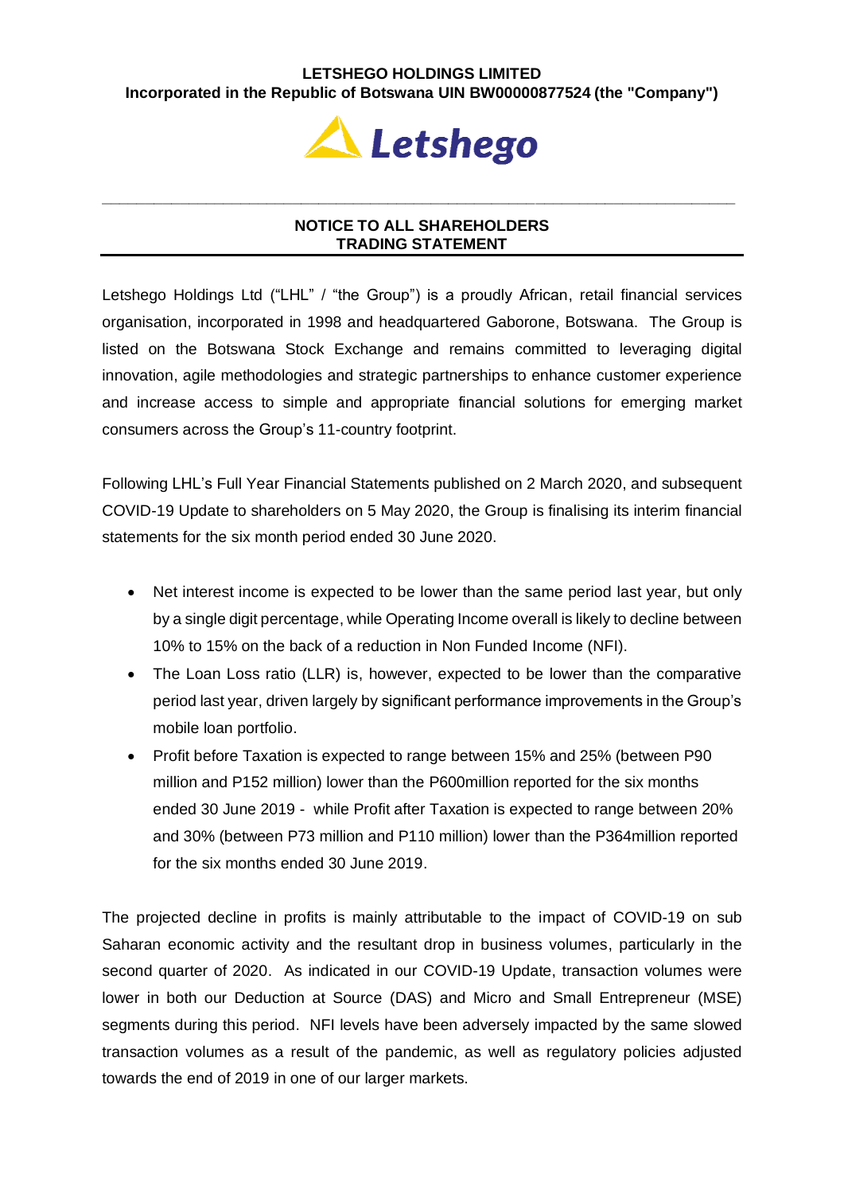**LETSHEGO HOLDINGS LIMITED**
**Incorporated in the Republic of Botswana UIN BW00000877524 (the "Company")**

---

## NOTICE TO ALL SHAREHOLDERS
## TRADING STATEMENT

Letshego Holdings Ltd ("LHL" / "the Group") is a proudly African, retail financial services organisation, incorporated in 1998 and headquartered Gaborone, Botswana. The Group is listed on the Botswana Stock Exchange and remains committed to leveraging digital innovation, agile methodologies and strategic partnerships to enhance customer experience and increase access to simple and appropriate financial solutions for emerging market consumers across the Group's 11-country footprint.

Following LHL's Full Year Financial Statements published on 2 March 2020, and subsequent COVID-19 Update to shareholders on 5 May 2020, the Group is finalising its interim financial statements for the six month period ended 30 June 2020.

- Net interest income is expected to be lower than the same period last year, but only by a single digit percentage, while Operating Income overall is likely to decline between 10% to 15% on the back of a reduction in Non Funded Income (NFI).
- The Loan Loss ratio (LLR) is, however, expected to be lower than the comparative period last year, driven largely by significant performance improvements in the Group's mobile loan portfolio.
- Profit before Taxation is expected to range between 15% and 25% (between P90 million and P152 million) lower than the P600million reported for the six months ended 30 June 2019 - while Profit after Taxation is expected to range between 20% and 30% (between P73 million and P110 million) lower than the P364million reported for the six months ended 30 June 2019.

The projected decline in profits is mainly attributable to the impact of COVID-19 on sub Saharan economic activity and the resultant drop in business volumes, particularly in the second quarter of 2020. As indicated in our COVID-19 Update, transaction volumes were lower in both our Deduction at Source (DAS) and Micro and Small Entrepreneur (MSE) segments during this period. NFI levels have been adversely impacted by the same slowed transaction volumes as a result of the pandemic, as well as regulatory policies adjusted towards the end of 2019 in one of our larger markets.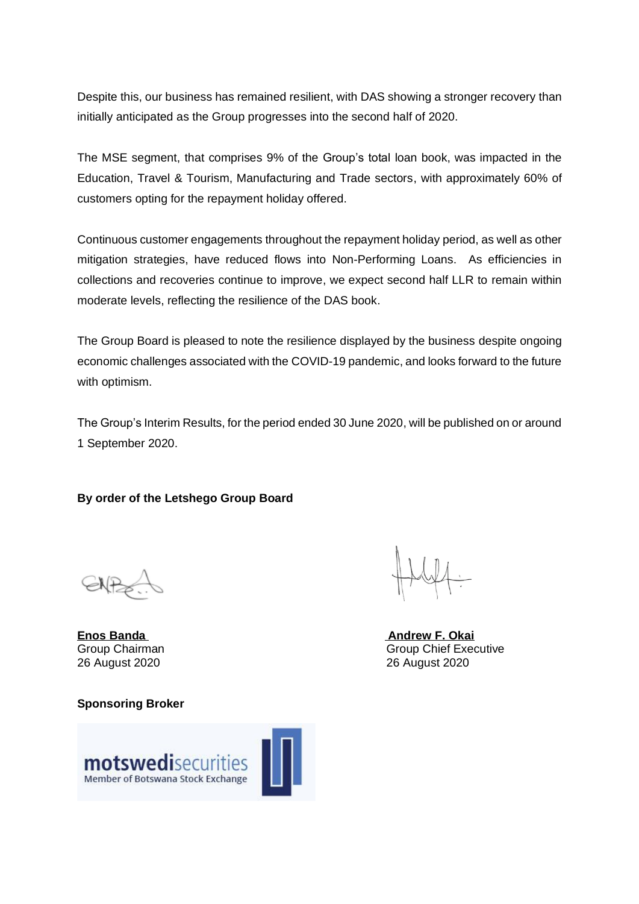Despite this, our business has remained resilient, with DAS showing a stronger recovery than initially anticipated as the Group progresses into the second half of 2020.

The MSE segment, that comprises 9% of the Group's total loan book, was impacted in the Education, Travel & Tourism, Manufacturing and Trade sectors, with approximately 60% of customers opting for the repayment holiday offered.

Continuous customer engagements throughout the repayment holiday period, as well as other mitigation strategies, have reduced flows into Non-Performing Loans. As efficiencies in collections and recoveries continue to improve, we expect second half LLR to remain within moderate levels, reflecting the resilience of the DAS book.

The Group Board is pleased to note the resilience displayed by the business despite ongoing economic challenges associated with the COVID-19 pandemic, and looks forward to the future with optimism.

The Group's Interim Results, for the period ended 30 June 2020, will be published on or around 1 September 2020.

**By order of the Letshego Group Board**

**Enos Banda**
Group Chairman
26 August 2020

**Andrew F. Okai**
Group Chief Executive
26 August 2020

**Sponsoring Broker**

motswedisecurities
Member of Botswana Stock Exchange